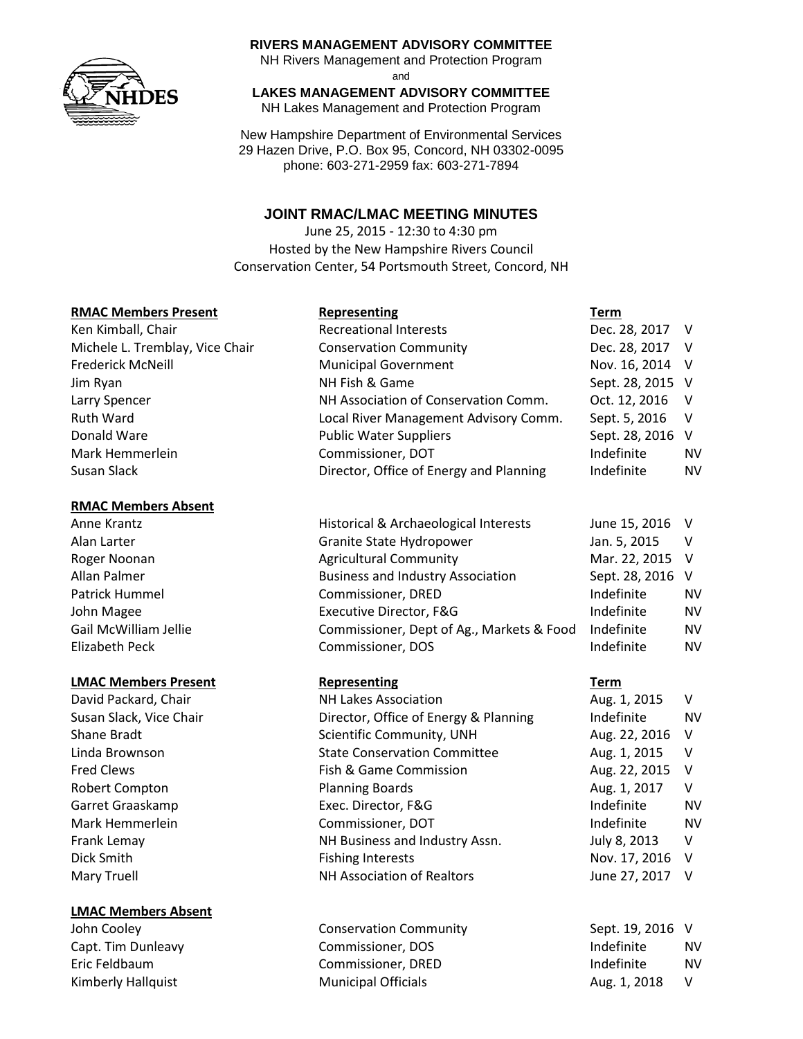**RIVERS MANAGEMENT ADVISORY COMMITTEE**
NH Rivers Management and Protection Program
and
**LAKES MANAGEMENT ADVISORY COMMITTEE**
NH Lakes Management and Protection Program

New Hampshire Department of Environmental Services
29 Hazen Drive, P.O. Box 95, Concord, NH 03302-0095
phone: 603-271-2959 fax: 603-271-7894

# JOINT RMAC/LMAC MEETING MINUTES

June 25, 2015 - 12:30 to 4:30 pm
Hosted by the New Hampshire Rivers Council
Conservation Center, 54 Portsmouth Street, Concord, NH

| RMAC Members Present | Representing | Term | |
|---|---|---|---|
| Ken Kimball, Chair | Recreational Interests | Dec. 28, 2017 | V |
| Michele L. Tremblay, Vice Chair | Conservation Community | Dec. 28, 2017 | V |
| Frederick McNeill | Municipal Government | Nov. 16, 2014 | V |
| Jim Ryan | NH Fish & Game | Sept. 28, 2015 | V |
| Larry Spencer | NH Association of Conservation Comm. | Oct. 12, 2016 | V |
| Ruth Ward | Local River Management Advisory Comm. | Sept. 5, 2016 | V |
| Donald Ware | Public Water Suppliers | Sept. 28, 2016 | V |
| Mark Hemmerlein | Commissioner, DOT | Indefinite | NV |
| Susan Slack | Director, Office of Energy and Planning | Indefinite | NV |

| RMAC Members Absent | | | |
|---|---|---|---|
| Anne Krantz | Historical & Archaeological Interests | June 15, 2016 | V |
| Alan Larter | Granite State Hydropower | Jan. 5, 2015 | V |
| Roger Noonan | Agricultural Community | Mar. 22, 2015 | V |
| Allan Palmer | Business and Industry Association | Sept. 28, 2016 | V |
| Patrick Hummel | Commissioner, DRED | Indefinite | NV |
| John Magee | Executive Director, F&G | Indefinite | NV |
| Gail McWilliam Jellie | Commissioner, Dept of Ag., Markets & Food | Indefinite | NV |
| Elizabeth Peck | Commissioner, DOS | Indefinite | NV |

| LMAC Members Present | Representing | Term | |
|---|---|---|---|
| David Packard, Chair | NH Lakes Association | Aug. 1, 2015 | V |
| Susan Slack, Vice Chair | Director, Office of Energy & Planning | Indefinite | NV |
| Shane Bradt | Scientific Community, UNH | Aug. 22, 2016 | V |
| Linda Brownson | State Conservation Committee | Aug. 1, 2015 | V |
| Fred Clews | Fish & Game Commission | Aug. 22, 2015 | V |
| Robert Compton | Planning Boards | Aug. 1, 2017 | V |
| Garret Graaskamp | Exec. Director, F&G | Indefinite | NV |
| Mark Hemmerlein | Commissioner, DOT | Indefinite | NV |
| Frank Lemay | NH Business and Industry Assn. | July 8, 2013 | V |
| Dick Smith | Fishing Interests | Nov. 17, 2016 | V |
| Mary Truell | NH Association of Realtors | June 27, 2017 | V |

| LMAC Members Absent | | | |
|---|---|---|---|
| John Cooley | Conservation Community | Sept. 19, 2016 | V |
| Capt. Tim Dunleavy | Commissioner, DOS | Indefinite | NV |
| Eric Feldbaum | Commissioner, DRED | Indefinite | NV |
| Kimberly Hallquist | Municipal Officials | Aug. 1, 2018 | V |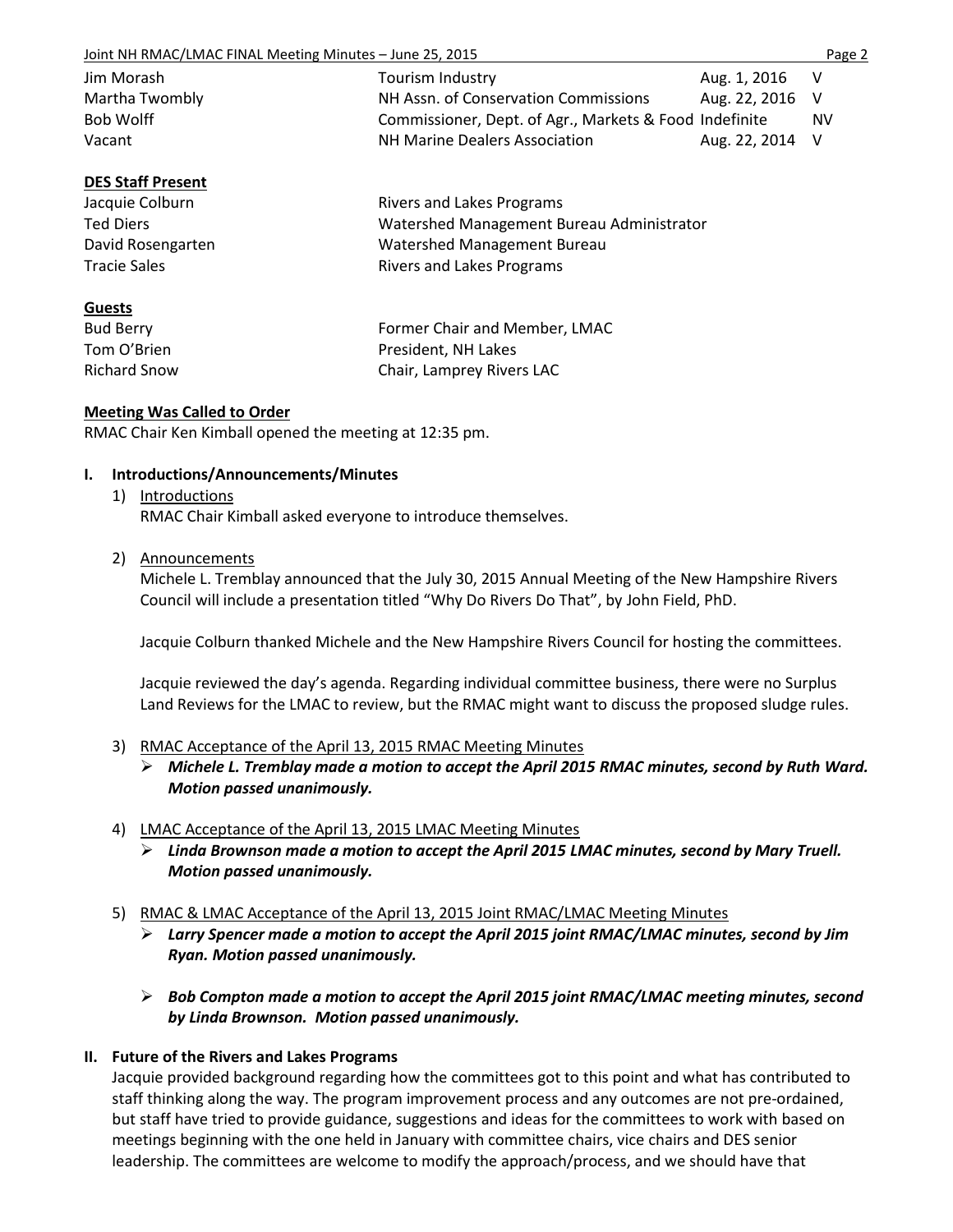| | | | |
|---|---|---|---|
| Jim Morash | Tourism Industry | Aug. 1, 2016 | V |
| Martha Twombly | NH Assn. of Conservation Commissions | Aug. 22, 2016 | V |
| Bob Wolff | Commissioner, Dept. of Agr., Markets & Food | Indefinite | NV |
| Vacant | NH Marine Dealers Association | Aug. 22, 2014 | V |

**DES Staff Present**

| | |
|---|---|
| Jacquie Colburn | Rivers and Lakes Programs |
| Ted Diers | Watershed Management Bureau Administrator |
| David Rosengarten | Watershed Management Bureau |
| Tracie Sales | Rivers and Lakes Programs |

**Guests**

| | |
|---|---|
| Bud Berry | Former Chair and Member, LMAC |
| Tom O'Brien | President, NH Lakes |
| Richard Snow | Chair, Lamprey Rivers LAC |

**Meeting Was Called to Order**

RMAC Chair Ken Kimball opened the meeting at 12:35 pm.

## I. Introductions/Announcements/Minutes

1) Introductions

   RMAC Chair Kimball asked everyone to introduce themselves.

2) Announcements

   Michele L. Tremblay announced that the July 30, 2015 Annual Meeting of the New Hampshire Rivers Council will include a presentation titled "Why Do Rivers Do That", by John Field, PhD.

   Jacquie Colburn thanked Michele and the New Hampshire Rivers Council for hosting the committees.

   Jacquie reviewed the day's agenda. Regarding individual committee business, there were no Surplus Land Reviews for the LMAC to review, but the RMAC might want to discuss the proposed sludge rules.

3) RMAC Acceptance of the April 13, 2015 RMAC Meeting Minutes
   - ***Michele L. Tremblay made a motion to accept the April 2015 RMAC minutes, second by Ruth Ward. Motion passed unanimously.***

4) LMAC Acceptance of the April 13, 2015 LMAC Meeting Minutes
   - ***Linda Brownson made a motion to accept the April 2015 LMAC minutes, second by Mary Truell. Motion passed unanimously.***

5) RMAC & LMAC Acceptance of the April 13, 2015 Joint RMAC/LMAC Meeting Minutes
   - ***Larry Spencer made a motion to accept the April 2015 joint RMAC/LMAC minutes, second by Jim Ryan. Motion passed unanimously.***
   - ***Bob Compton made a motion to accept the April 2015 joint RMAC/LMAC meeting minutes, second by Linda Brownson. Motion passed unanimously.***

## II. Future of the Rivers and Lakes Programs

Jacquie provided background regarding how the committees got to this point and what has contributed to staff thinking along the way. The program improvement process and any outcomes are not pre-ordained, but staff have tried to provide guidance, suggestions and ideas for the committees to work with based on meetings beginning with the one held in January with committee chairs, vice chairs and DES senior leadership. The committees are welcome to modify the approach/process, and we should have that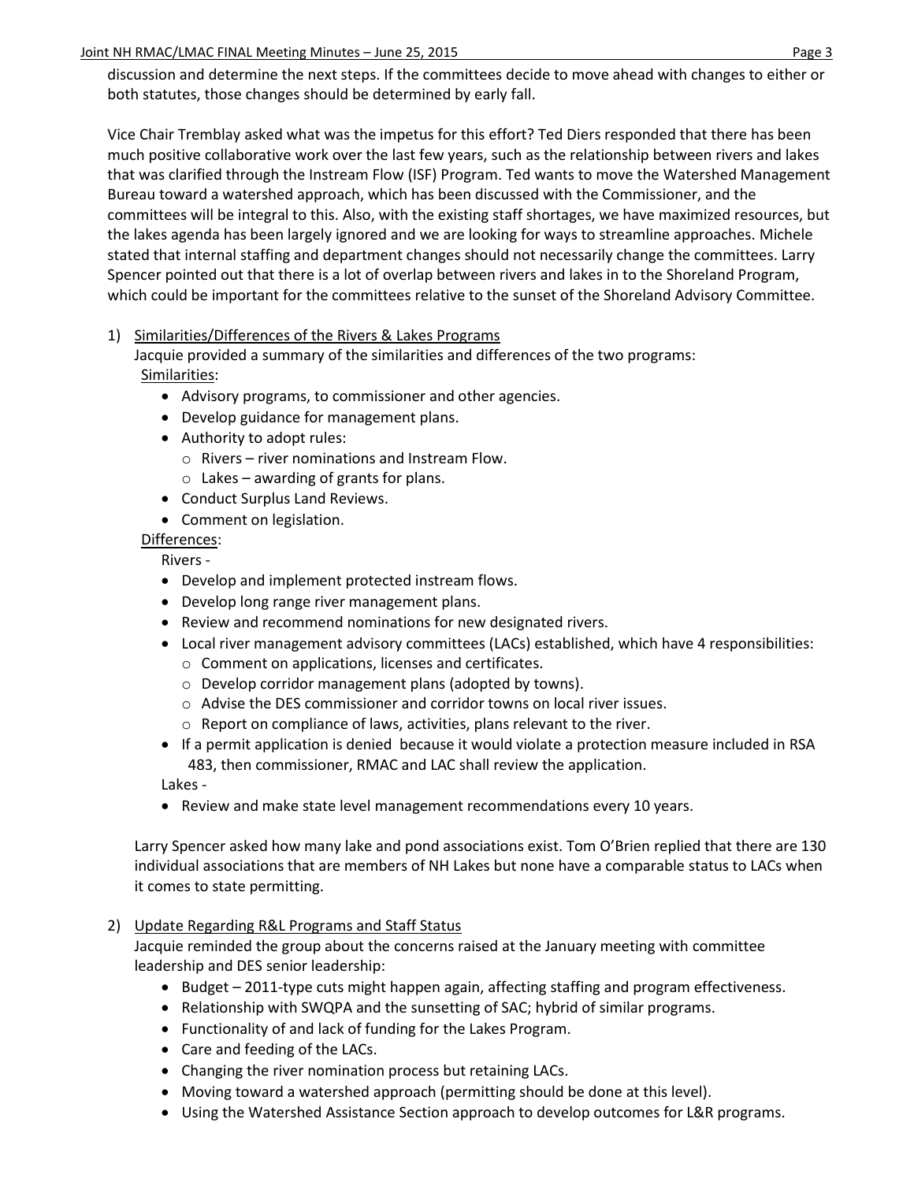discussion and determine the next steps. If the committees decide to move ahead with changes to either or both statutes, those changes should be determined by early fall.

Vice Chair Tremblay asked what was the impetus for this effort? Ted Diers responded that there has been much positive collaborative work over the last few years, such as the relationship between rivers and lakes that was clarified through the Instream Flow (ISF) Program. Ted wants to move the Watershed Management Bureau toward a watershed approach, which has been discussed with the Commissioner, and the committees will be integral to this. Also, with the existing staff shortages, we have maximized resources, but the lakes agenda has been largely ignored and we are looking for ways to streamline approaches. Michele stated that internal staffing and department changes should not necessarily change the committees. Larry Spencer pointed out that there is a lot of overlap between rivers and lakes in to the Shoreland Program, which could be important for the committees relative to the sunset of the Shoreland Advisory Committee.

1) Similarities/Differences of the Rivers & Lakes Programs

   Jacquie provided a summary of the similarities and differences of the two programs:

   Similarities:

   - Advisory programs, to commissioner and other agencies.
   - Develop guidance for management plans.
   - Authority to adopt rules:
     - Rivers – river nominations and Instream Flow.
     - Lakes – awarding of grants for plans.
   - Conduct Surplus Land Reviews.
   - Comment on legislation.

   Differences:

   Rivers -

   - Develop and implement protected instream flows.
   - Develop long range river management plans.
   - Review and recommend nominations for new designated rivers.
   - Local river management advisory committees (LACs) established, which have 4 responsibilities:
     - Comment on applications, licenses and certificates.
     - Develop corridor management plans (adopted by towns).
     - Advise the DES commissioner and corridor towns on local river issues.
     - Report on compliance of laws, activities, plans relevant to the river.
   - If a permit application is denied because it would violate a protection measure included in RSA 483, then commissioner, RMAC and LAC shall review the application.

   Lakes -

   - Review and make state level management recommendations every 10 years.

   Larry Spencer asked how many lake and pond associations exist. Tom O'Brien replied that there are 130 individual associations that are members of NH Lakes but none have a comparable status to LACs when it comes to state permitting.

2) Update Regarding R&L Programs and Staff Status

   Jacquie reminded the group about the concerns raised at the January meeting with committee leadership and DES senior leadership:

   - Budget – 2011-type cuts might happen again, affecting staffing and program effectiveness.
   - Relationship with SWQPA and the sunsetting of SAC; hybrid of similar programs.
   - Functionality of and lack of funding for the Lakes Program.
   - Care and feeding of the LACs.
   - Changing the river nomination process but retaining LACs.
   - Moving toward a watershed approach (permitting should be done at this level).
   - Using the Watershed Assistance Section approach to develop outcomes for L&R programs.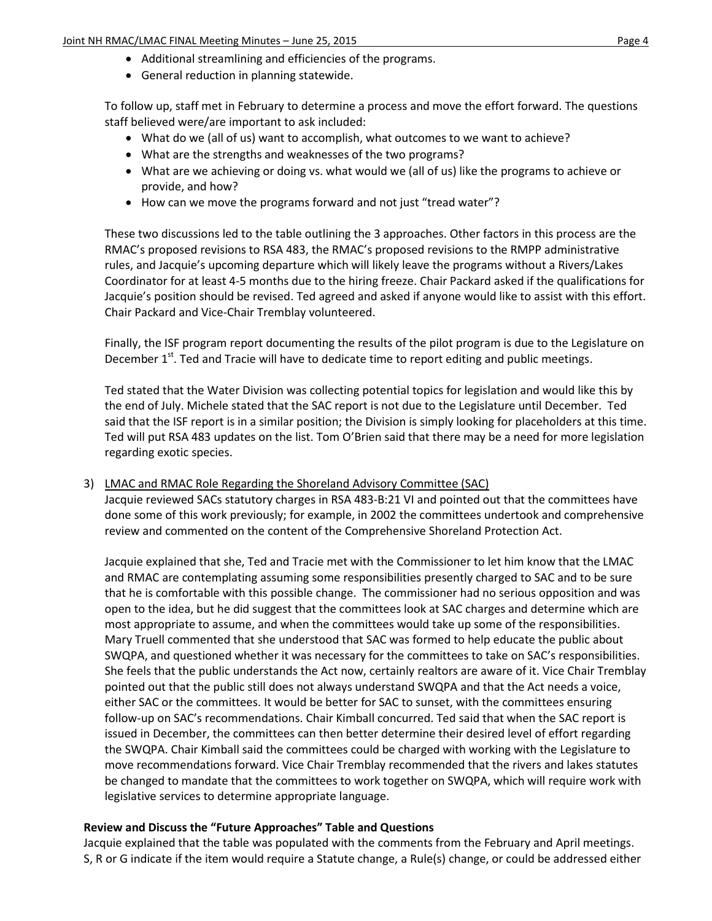- Additional streamlining and efficiencies of the programs.
- General reduction in planning statewide.

To follow up, staff met in February to determine a process and move the effort forward. The questions staff believed were/are important to ask included:

- What do we (all of us) want to accomplish, what outcomes to we want to achieve?
- What are the strengths and weaknesses of the two programs?
- What are we achieving or doing vs. what would we (all of us) like the programs to achieve or provide, and how?
- How can we move the programs forward and not just "tread water"?

These two discussions led to the table outlining the 3 approaches. Other factors in this process are the RMAC's proposed revisions to RSA 483, the RMAC's proposed revisions to the RMPP administrative rules, and Jacquie's upcoming departure which will likely leave the programs without a Rivers/Lakes Coordinator for at least 4-5 months due to the hiring freeze. Chair Packard asked if the qualifications for Jacquie's position should be revised. Ted agreed and asked if anyone would like to assist with this effort. Chair Packard and Vice-Chair Tremblay volunteered.

Finally, the ISF program report documenting the results of the pilot program is due to the Legislature on December 1st. Ted and Tracie will have to dedicate time to report editing and public meetings.

Ted stated that the Water Division was collecting potential topics for legislation and would like this by the end of July. Michele stated that the SAC report is not due to the Legislature until December. Ted said that the ISF report is in a similar position; the Division is simply looking for placeholders at this time. Ted will put RSA 483 updates on the list. Tom O'Brien said that there may be a need for more legislation regarding exotic species.

3) LMAC and RMAC Role Regarding the Shoreland Advisory Committee (SAC)

Jacquie reviewed SACs statutory charges in RSA 483-B:21 VI and pointed out that the committees have done some of this work previously; for example, in 2002 the committees undertook and comprehensive review and commented on the content of the Comprehensive Shoreland Protection Act.

Jacquie explained that she, Ted and Tracie met with the Commissioner to let him know that the LMAC and RMAC are contemplating assuming some responsibilities presently charged to SAC and to be sure that he is comfortable with this possible change. The commissioner had no serious opposition and was open to the idea, but he did suggest that the committees look at SAC charges and determine which are most appropriate to assume, and when the committees would take up some of the responsibilities. Mary Truell commented that she understood that SAC was formed to help educate the public about SWQPA, and questioned whether it was necessary for the committees to take on SAC's responsibilities. She feels that the public understands the Act now, certainly realtors are aware of it. Vice Chair Tremblay pointed out that the public still does not always understand SWQPA and that the Act needs a voice, either SAC or the committees. It would be better for SAC to sunset, with the committees ensuring follow-up on SAC's recommendations. Chair Kimball concurred. Ted said that when the SAC report is issued in December, the committees can then better determine their desired level of effort regarding the SWQPA. Chair Kimball said the committees could be charged with working with the Legislature to move recommendations forward. Vice Chair Tremblay recommended that the rivers and lakes statutes be changed to mandate that the committees to work together on SWQPA, which will require work with legislative services to determine appropriate language.

**Review and Discuss the "Future Approaches" Table and Questions**

Jacquie explained that the table was populated with the comments from the February and April meetings. S, R or G indicate if the item would require a Statute change, a Rule(s) change, or could be addressed either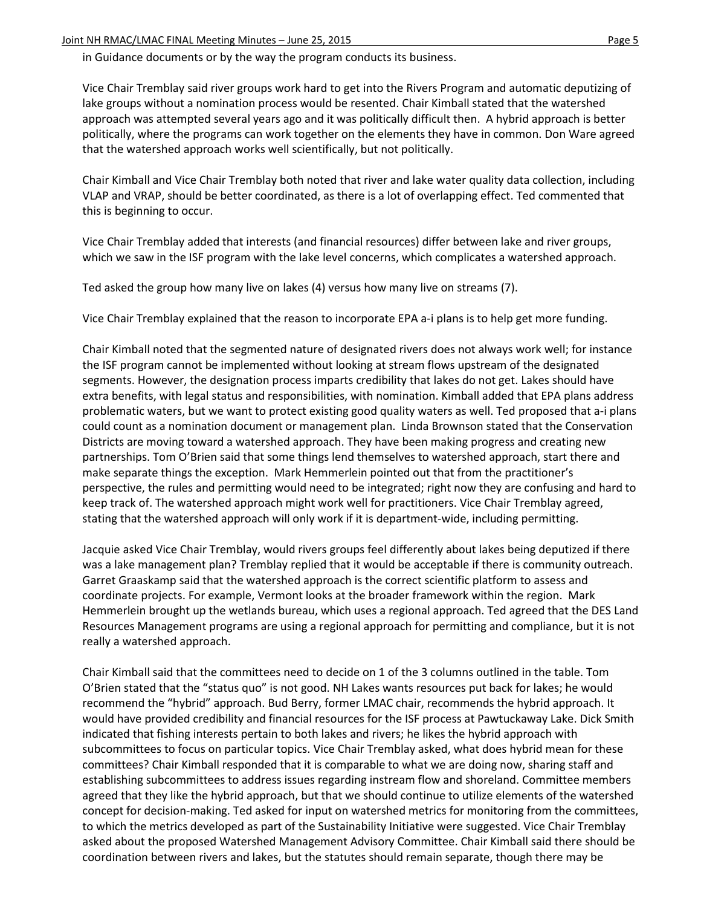in Guidance documents or by the way the program conducts its business.

Vice Chair Tremblay said river groups work hard to get into the Rivers Program and automatic deputizing of lake groups without a nomination process would be resented. Chair Kimball stated that the watershed approach was attempted several years ago and it was politically difficult then. A hybrid approach is better politically, where the programs can work together on the elements they have in common. Don Ware agreed that the watershed approach works well scientifically, but not politically.

Chair Kimball and Vice Chair Tremblay both noted that river and lake water quality data collection, including VLAP and VRAP, should be better coordinated, as there is a lot of overlapping effect. Ted commented that this is beginning to occur.

Vice Chair Tremblay added that interests (and financial resources) differ between lake and river groups, which we saw in the ISF program with the lake level concerns, which complicates a watershed approach.

Ted asked the group how many live on lakes (4) versus how many live on streams (7).

Vice Chair Tremblay explained that the reason to incorporate EPA a-i plans is to help get more funding.

Chair Kimball noted that the segmented nature of designated rivers does not always work well; for instance the ISF program cannot be implemented without looking at stream flows upstream of the designated segments. However, the designation process imparts credibility that lakes do not get. Lakes should have extra benefits, with legal status and responsibilities, with nomination. Kimball added that EPA plans address problematic waters, but we want to protect existing good quality waters as well. Ted proposed that a-i plans could count as a nomination document or management plan. Linda Brownson stated that the Conservation Districts are moving toward a watershed approach. They have been making progress and creating new partnerships. Tom O'Brien said that some things lend themselves to watershed approach, start there and make separate things the exception. Mark Hemmerlein pointed out that from the practitioner's perspective, the rules and permitting would need to be integrated; right now they are confusing and hard to keep track of. The watershed approach might work well for practitioners. Vice Chair Tremblay agreed, stating that the watershed approach will only work if it is department-wide, including permitting.

Jacquie asked Vice Chair Tremblay, would rivers groups feel differently about lakes being deputized if there was a lake management plan? Tremblay replied that it would be acceptable if there is community outreach. Garret Graaskamp said that the watershed approach is the correct scientific platform to assess and coordinate projects. For example, Vermont looks at the broader framework within the region. Mark Hemmerlein brought up the wetlands bureau, which uses a regional approach. Ted agreed that the DES Land Resources Management programs are using a regional approach for permitting and compliance, but it is not really a watershed approach.

Chair Kimball said that the committees need to decide on 1 of the 3 columns outlined in the table. Tom O'Brien stated that the "status quo" is not good. NH Lakes wants resources put back for lakes; he would recommend the "hybrid" approach. Bud Berry, former LMAC chair, recommends the hybrid approach. It would have provided credibility and financial resources for the ISF process at Pawtuckaway Lake. Dick Smith indicated that fishing interests pertain to both lakes and rivers; he likes the hybrid approach with subcommittees to focus on particular topics. Vice Chair Tremblay asked, what does hybrid mean for these committees? Chair Kimball responded that it is comparable to what we are doing now, sharing staff and establishing subcommittees to address issues regarding instream flow and shoreland. Committee members agreed that they like the hybrid approach, but that we should continue to utilize elements of the watershed concept for decision-making. Ted asked for input on watershed metrics for monitoring from the committees, to which the metrics developed as part of the Sustainability Initiative were suggested. Vice Chair Tremblay asked about the proposed Watershed Management Advisory Committee. Chair Kimball said there should be coordination between rivers and lakes, but the statutes should remain separate, though there may be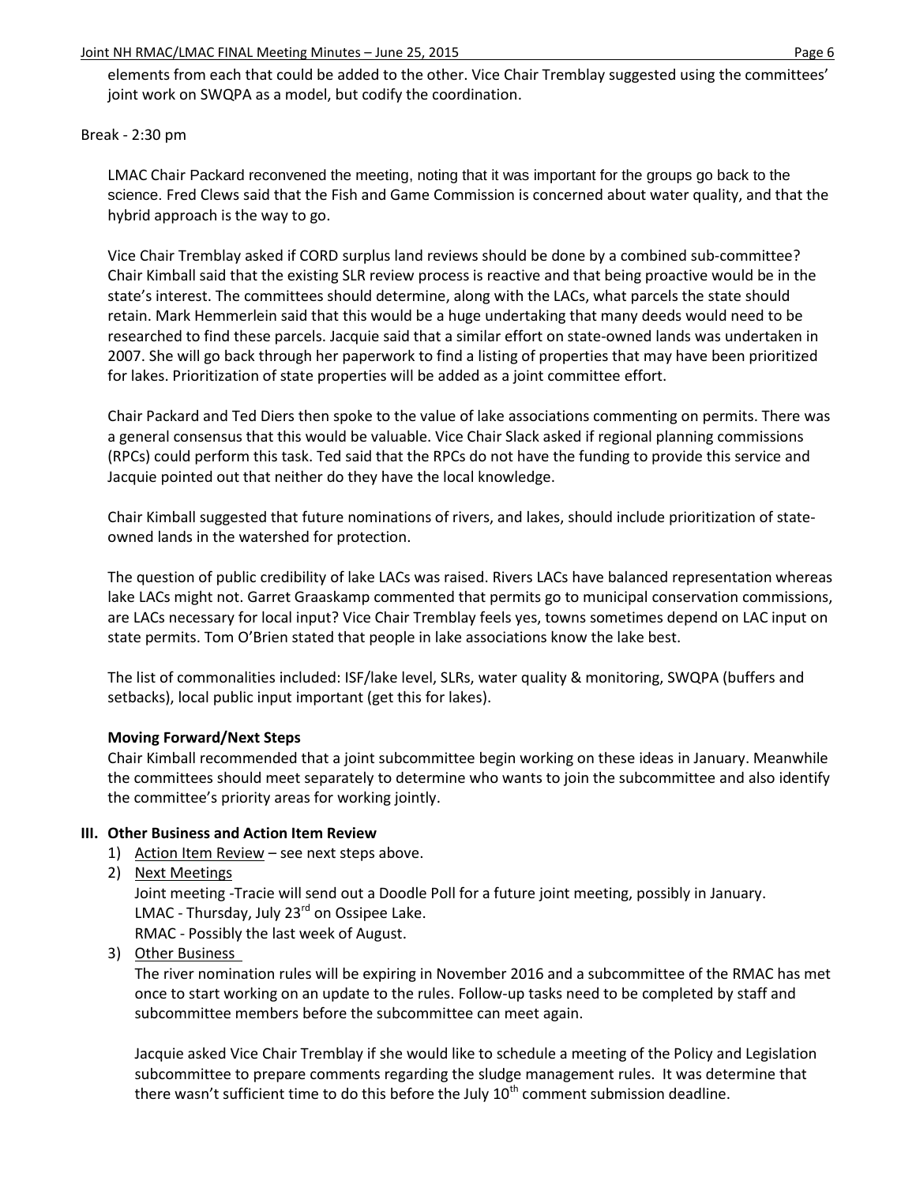elements from each that could be added to the other. Vice Chair Tremblay suggested using the committees' joint work on SWQPA as a model, but codify the coordination.

Break - 2:30 pm

LMAC Chair Packard reconvened the meeting, noting that it was important for the groups go back to the science. Fred Clews said that the Fish and Game Commission is concerned about water quality, and that the hybrid approach is the way to go.

Vice Chair Tremblay asked if CORD surplus land reviews should be done by a combined sub-committee? Chair Kimball said that the existing SLR review process is reactive and that being proactive would be in the state's interest. The committees should determine, along with the LACs, what parcels the state should retain. Mark Hemmerlein said that this would be a huge undertaking that many deeds would need to be researched to find these parcels. Jacquie said that a similar effort on state-owned lands was undertaken in 2007. She will go back through her paperwork to find a listing of properties that may have been prioritized for lakes. Prioritization of state properties will be added as a joint committee effort.

Chair Packard and Ted Diers then spoke to the value of lake associations commenting on permits. There was a general consensus that this would be valuable. Vice Chair Slack asked if regional planning commissions (RPCs) could perform this task. Ted said that the RPCs do not have the funding to provide this service and Jacquie pointed out that neither do they have the local knowledge.

Chair Kimball suggested that future nominations of rivers, and lakes, should include prioritization of state-owned lands in the watershed for protection.

The question of public credibility of lake LACs was raised. Rivers LACs have balanced representation whereas lake LACs might not. Garret Graaskamp commented that permits go to municipal conservation commissions, are LACs necessary for local input? Vice Chair Tremblay feels yes, towns sometimes depend on LAC input on state permits. Tom O'Brien stated that people in lake associations know the lake best.

The list of commonalities included: ISF/lake level, SLRs, water quality & monitoring, SWQPA (buffers and setbacks), local public input important (get this for lakes).

**Moving Forward/Next Steps**

Chair Kimball recommended that a joint subcommittee begin working on these ideas in January. Meanwhile the committees should meet separately to determine who wants to join the subcommittee and also identify the committee's priority areas for working jointly.

**III. Other Business and Action Item Review**

1) Action Item Review – see next steps above.
2) Next Meetings
   Joint meeting -Tracie will send out a Doodle Poll for a future joint meeting, possibly in January.
   LMAC - Thursday, July 23rd on Ossipee Lake.
   RMAC - Possibly the last week of August.
3) Other Business
   The river nomination rules will be expiring in November 2016 and a subcommittee of the RMAC has met once to start working on an update to the rules. Follow-up tasks need to be completed by staff and subcommittee members before the subcommittee can meet again.

   Jacquie asked Vice Chair Tremblay if she would like to schedule a meeting of the Policy and Legislation subcommittee to prepare comments regarding the sludge management rules. It was determine that there wasn't sufficient time to do this before the July 10th comment submission deadline.